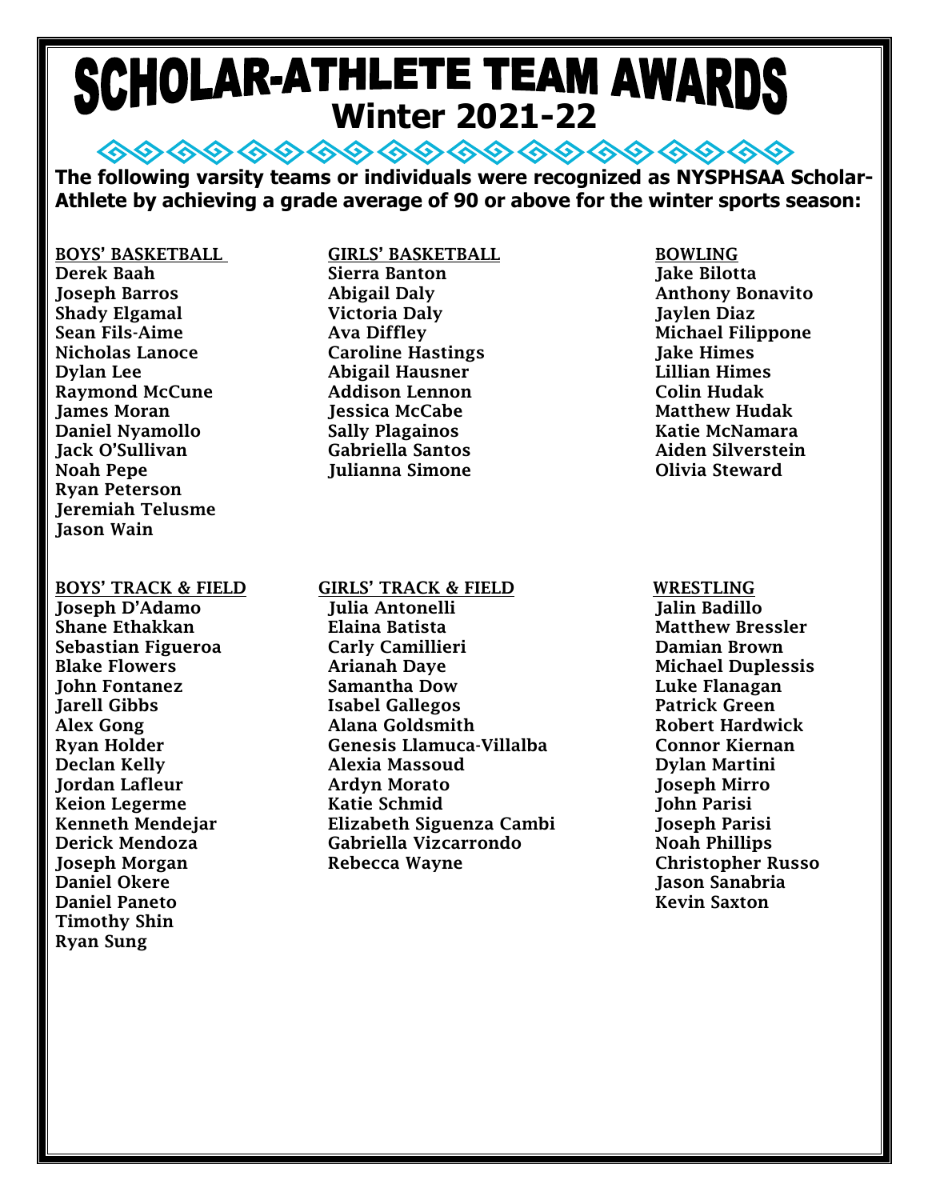# SCHOLAR-ATHLETE TEAM AWARDS
## Winter 2021-22

**The following varsity teams or individuals were recognized as NYSPHSAA Scholar-Athlete by achieving a grade average of 90 or above for the winter sports season:**

### BOYS' BASKETBALL
- Derek Baah
- Joseph Barros
- Shady Elgamal
- Sean Fils-Aime
- Nicholas Lanoce
- Dylan Lee
- Raymond McCune
- James Moran
- Daniel Nyamollo
- Jack O'Sullivan
- Noah Pepe
- Ryan Peterson
- Jeremiah Telusme
- Jason Wain

### GIRLS' BASKETBALL
- Sierra Banton
- Abigail Daly
- Victoria Daly
- Ava Diffley
- Caroline Hastings
- Abigail Hausner
- Addison Lennon
- Jessica McCabe
- Sally Plagainos
- Gabriella Santos
- Julianna Simone

### BOWLING
- Jake Bilotta
- Anthony Bonavito
- Jaylen Diaz
- Michael Filippone
- Jake Himes
- Lillian Himes
- Colin Hudak
- Matthew Hudak
- Katie McNamara
- Aiden Silverstein
- Olivia Steward

### BOYS' TRACK & FIELD
- Joseph D'Adamo
- Shane Ethakkan
- Sebastian Figueroa
- Blake Flowers
- John Fontanez
- Jarell Gibbs
- Alex Gong
- Ryan Holder
- Declan Kelly
- Jordan Lafleur
- Keion Legerme
- Kenneth Mendejar
- Derick Mendoza
- Joseph Morgan
- Daniel Okere
- Daniel Paneto
- Timothy Shin
- Ryan Sung

### GIRLS' TRACK & FIELD
- Julia Antonelli
- Elaina Batista
- Carly Camillieri
- Arianah Daye
- Samantha Dow
- Isabel Gallegos
- Alana Goldsmith
- Genesis Llamuca-Villalba
- Alexia Massoud
- Ardyn Morato
- Katie Schmid
- Elizabeth Siguenza Cambi
- Gabriella Vizcarrondo
- Rebecca Wayne

### WRESTLING
- Jalin Badillo
- Matthew Bressler
- Damian Brown
- Michael Duplessis
- Luke Flanagan
- Patrick Green
- Robert Hardwick
- Connor Kiernan
- Dylan Martini
- Joseph Mirro
- John Parisi
- Joseph Parisi
- Noah Phillips
- Christopher Russo
- Jason Sanabria
- Kevin Saxton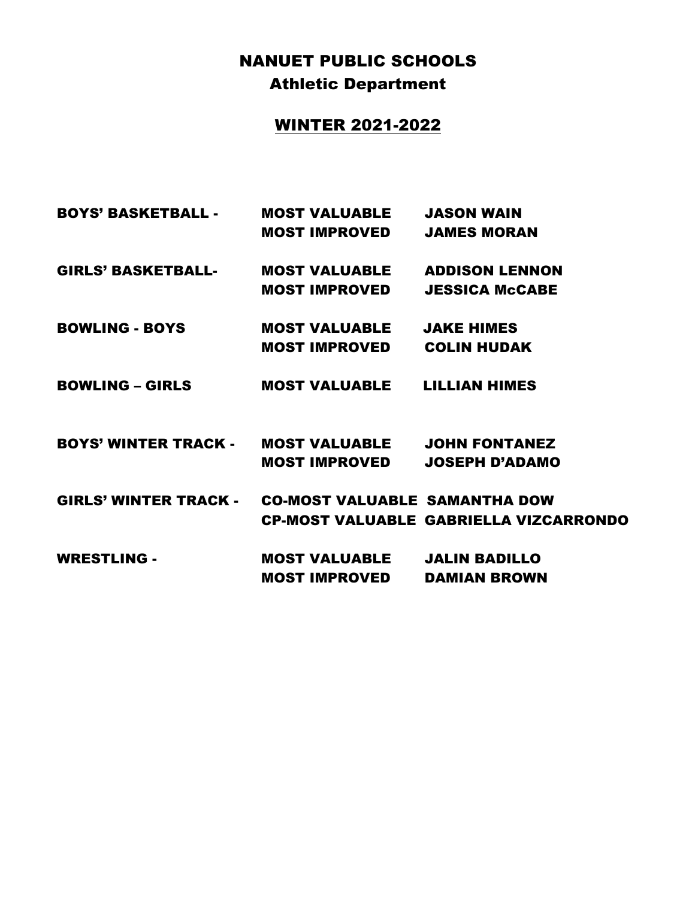# NANUET PUBLIC SCHOOLS

## Athletic Department

## WINTER 2021-2022

| | | |
|---|---|---|
| **BOYS' BASKETBALL -** | **MOST VALUABLE** | **JASON WAIN** |
| | **MOST IMPROVED** | **JAMES MORAN** |
| **GIRLS' BASKETBALL-** | **MOST VALUABLE** | **ADDISON LENNON** |
| | **MOST IMPROVED** | **JESSICA McCABE** |
| **BOWLING - BOYS** | **MOST VALUABLE** | **JAKE HIMES** |
| | **MOST IMPROVED** | **COLIN HUDAK** |
| **BOWLING – GIRLS** | **MOST VALUABLE** | **LILLIAN HIMES** |
| **BOYS' WINTER TRACK -** | **MOST VALUABLE** | **JOHN FONTANEZ** |
| | **MOST IMPROVED** | **JOSEPH D'ADAMO** |
| **GIRLS' WINTER TRACK -** | **CO-MOST VALUABLE** | **SAMANTHA DOW** |
| | **CP-MOST VALUABLE** | **GABRIELLA VIZCARRONDO** |
| **WRESTLING -** | **MOST VALUABLE** | **JALIN BADILLO** |
| | **MOST IMPROVED** | **DAMIAN BROWN** |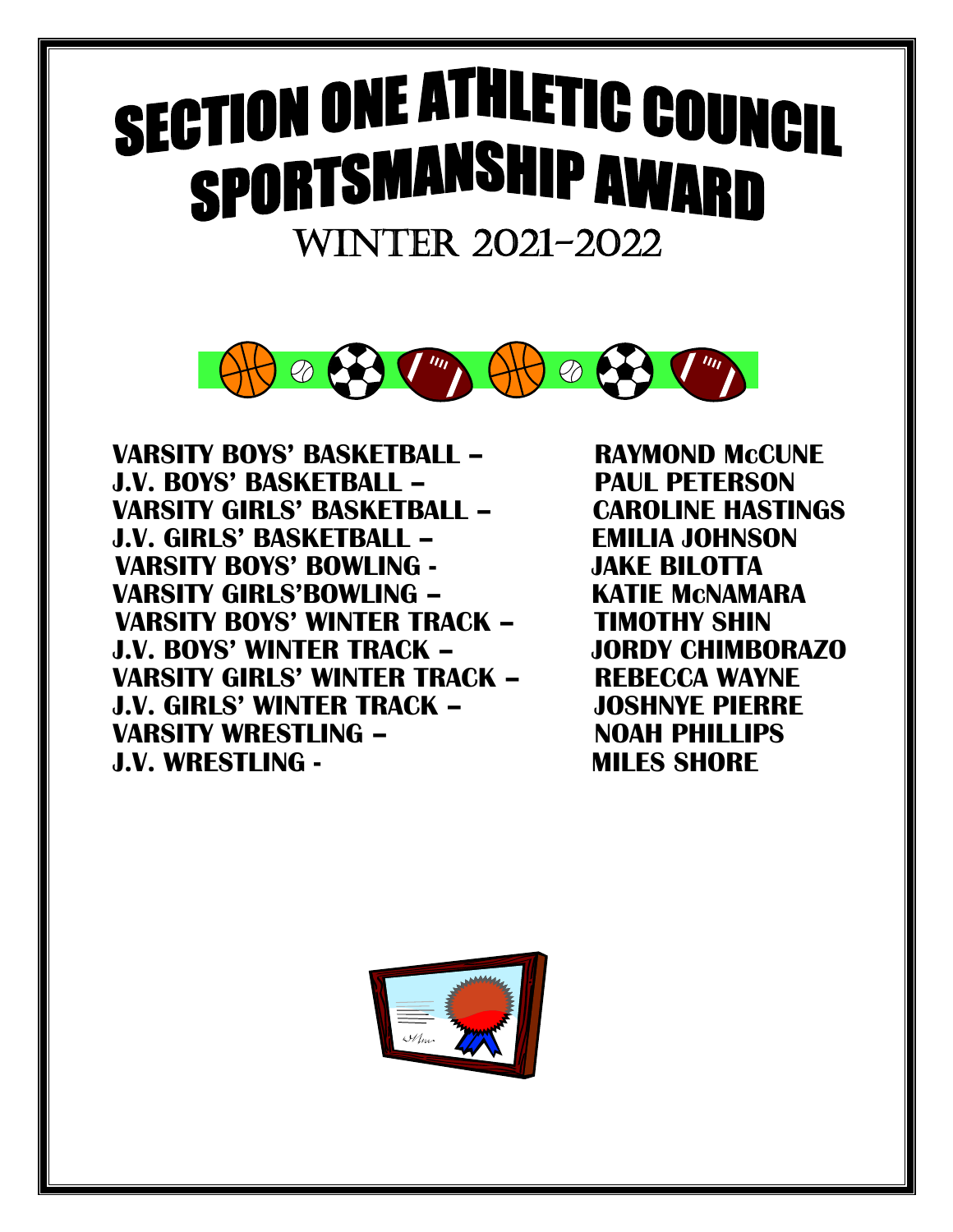# SECTION ONE ATHLETIC COUNCIL SPORTSMANSHIP AWARD

## WINTER 2021-2022

**VARSITY BOYS' BASKETBALL – RAYMOND McCUNE**
**J.V. BOYS' BASKETBALL – PAUL PETERSON**
**VARSITY GIRLS' BASKETBALL – CAROLINE HASTINGS**
**J.V. GIRLS' BASKETBALL – EMILIA JOHNSON**
**VARSITY BOYS' BOWLING - JAKE BILOTTA**
**VARSITY GIRLS'BOWLING – KATIE McNAMARA**
**VARSITY BOYS' WINTER TRACK – TIMOTHY SHIN**
**J.V. BOYS' WINTER TRACK – JORDY CHIMBORAZO**
**VARSITY GIRLS' WINTER TRACK – REBECCA WAYNE**
**J.V. GIRLS' WINTER TRACK – JOSHNYE PIERRE**
**VARSITY WRESTLING – NOAH PHILLIPS**
**J.V. WRESTLING - MILES SHORE**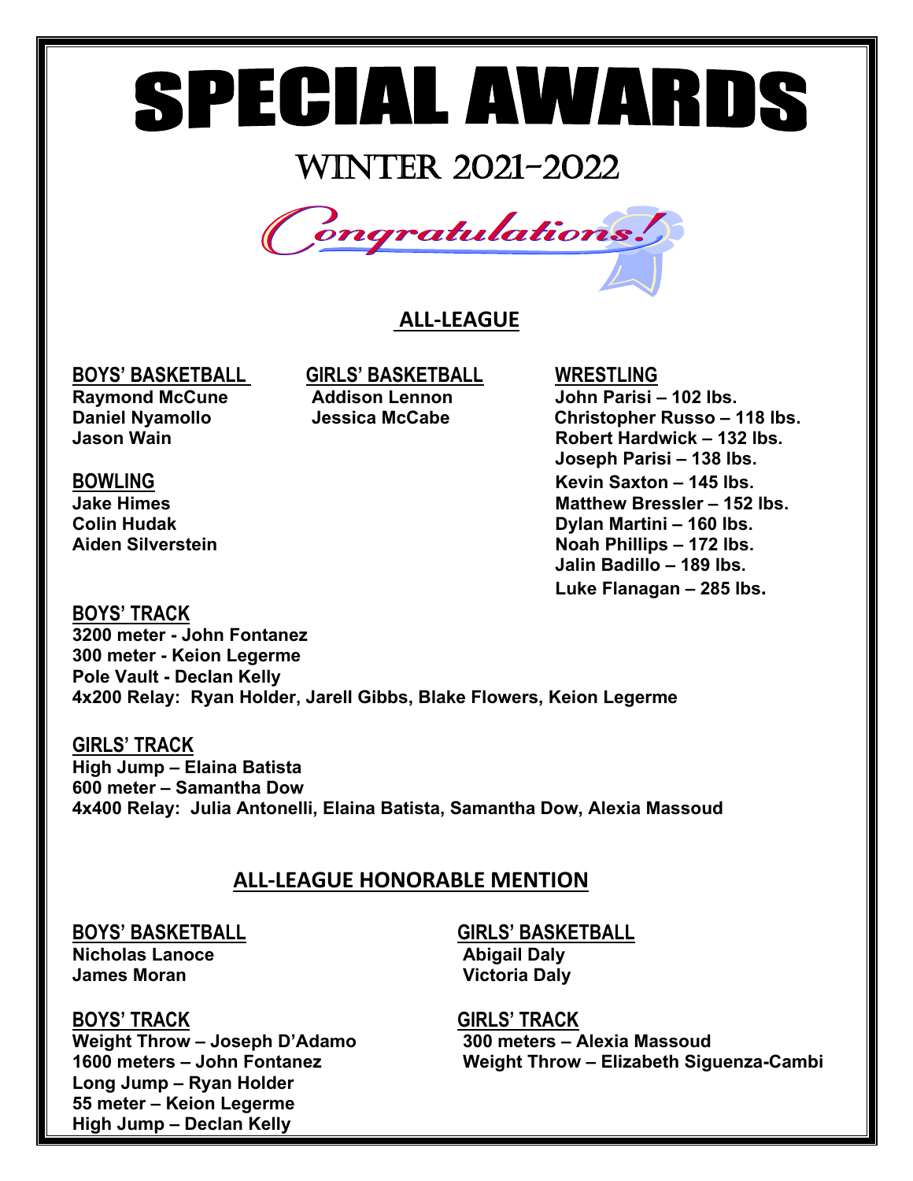# SPECIAL AWARDS

## WINTER 2021-2022

*Congratulations!*

## ALL-LEAGUE

**BOYS' BASKETBALL**

**Raymond McCune**
**Daniel Nyamollo**
**Jason Wain**

**GIRLS' BASKETBALL**

**Addison Lennon**
**Jessica McCabe**

**WRESTLING**

**John Parisi – 102 lbs.**
**Christopher Russo – 118 lbs.**
**Robert Hardwick – 132 lbs.**
**Joseph Parisi – 138 lbs.**
**Kevin Saxton – 145 lbs.**
**Matthew Bressler – 152 lbs.**
**Dylan Martini – 160 lbs.**
**Noah Phillips – 172 lbs.**
**Jalin Badillo – 189 lbs.**
**Luke Flanagan – 285 lbs.**

**BOWLING**

**Jake Himes**
**Colin Hudak**
**Aiden Silverstein**

**BOYS' TRACK**

**3200 meter - John Fontanez**
**300 meter - Keion Legerme**
**Pole Vault - Declan Kelly**
**4x200 Relay: Ryan Holder, Jarell Gibbs, Blake Flowers, Keion Legerme**

**GIRLS' TRACK**

**High Jump – Elaina Batista**
**600 meter – Samantha Dow**
**4x400 Relay: Julia Antonelli, Elaina Batista, Samantha Dow, Alexia Massoud**

## ALL-LEAGUE HONORABLE MENTION

**BOYS' BASKETBALL**

**Nicholas Lanoce**
**James Moran**

**GIRLS' BASKETBALL**

**Abigail Daly**
**Victoria Daly**

**BOYS' TRACK**

**Weight Throw – Joseph D'Adamo**
**1600 meters – John Fontanez**
**Long Jump – Ryan Holder**
**55 meter – Keion Legerme**
**High Jump – Declan Kelly**

**GIRLS' TRACK**

**300 meters – Alexia Massoud**
**Weight Throw – Elizabeth Siguenza-Cambi**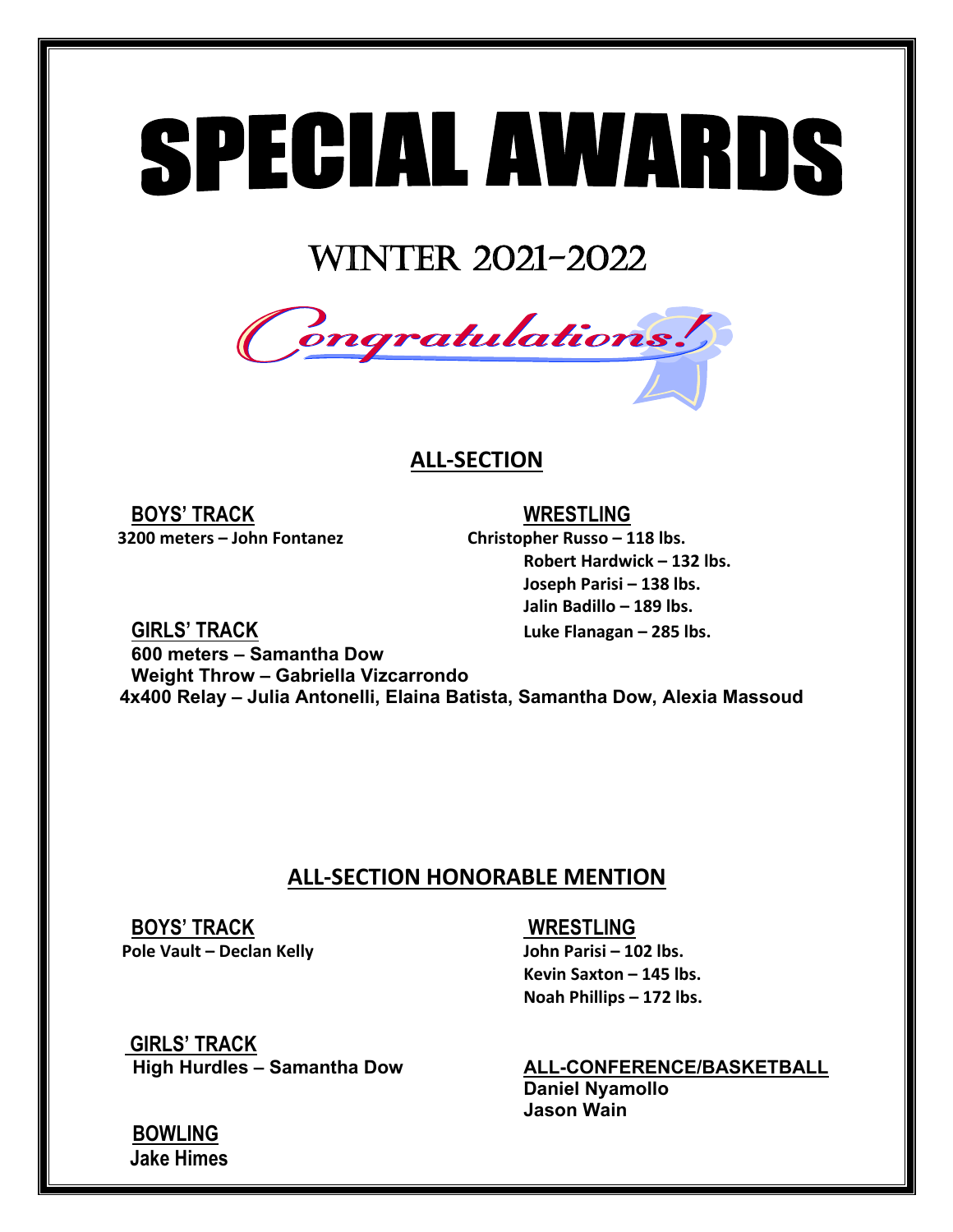# SPECIAL AWARDS

## Winter 2021-2022

Congratulations!

## ALL-SECTION

### BOYS' TRACK

**3200 meters – John Fontanez**

### GIRLS' TRACK

**600 meters – Samantha Dow**

**Weight Throw – Gabriella Vizcarrondo**

**4x400 Relay – Julia Antonelli, Elaina Batista, Samantha Dow, Alexia Massoud**

### WRESTLING

**Christopher Russo – 118 lbs.**

**Robert Hardwick – 132 lbs.**

**Joseph Parisi – 138 lbs.**

**Jalin Badillo – 189 lbs.**

**Luke Flanagan – 285 lbs.**

## ALL-SECTION HONORABLE MENTION

### BOYS' TRACK

**Pole Vault – Declan Kelly**

### GIRLS' TRACK

**High Hurdles – Samantha Dow**

### BOWLING

**Jake Himes**

### WRESTLING

**John Parisi – 102 lbs.**

**Kevin Saxton – 145 lbs.**

**Noah Phillips – 172 lbs.**

### ALL-CONFERENCE/BASKETBALL

**Daniel Nyamollo**

**Jason Wain**